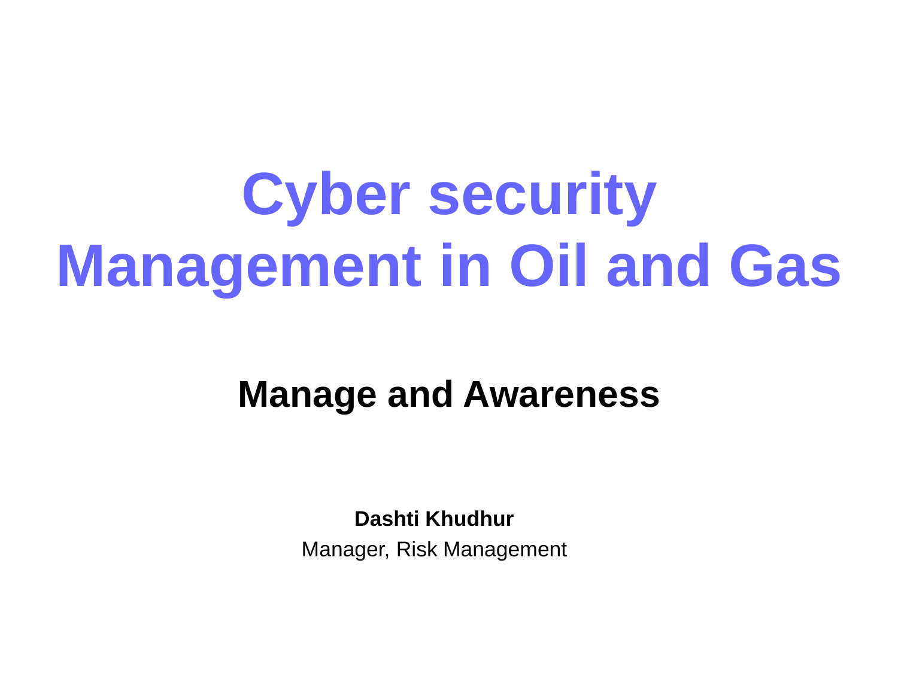# Cyber security Management in Oil and Gas

## Manage and Awareness

**Dashti Khudhur**

Manager, Risk Management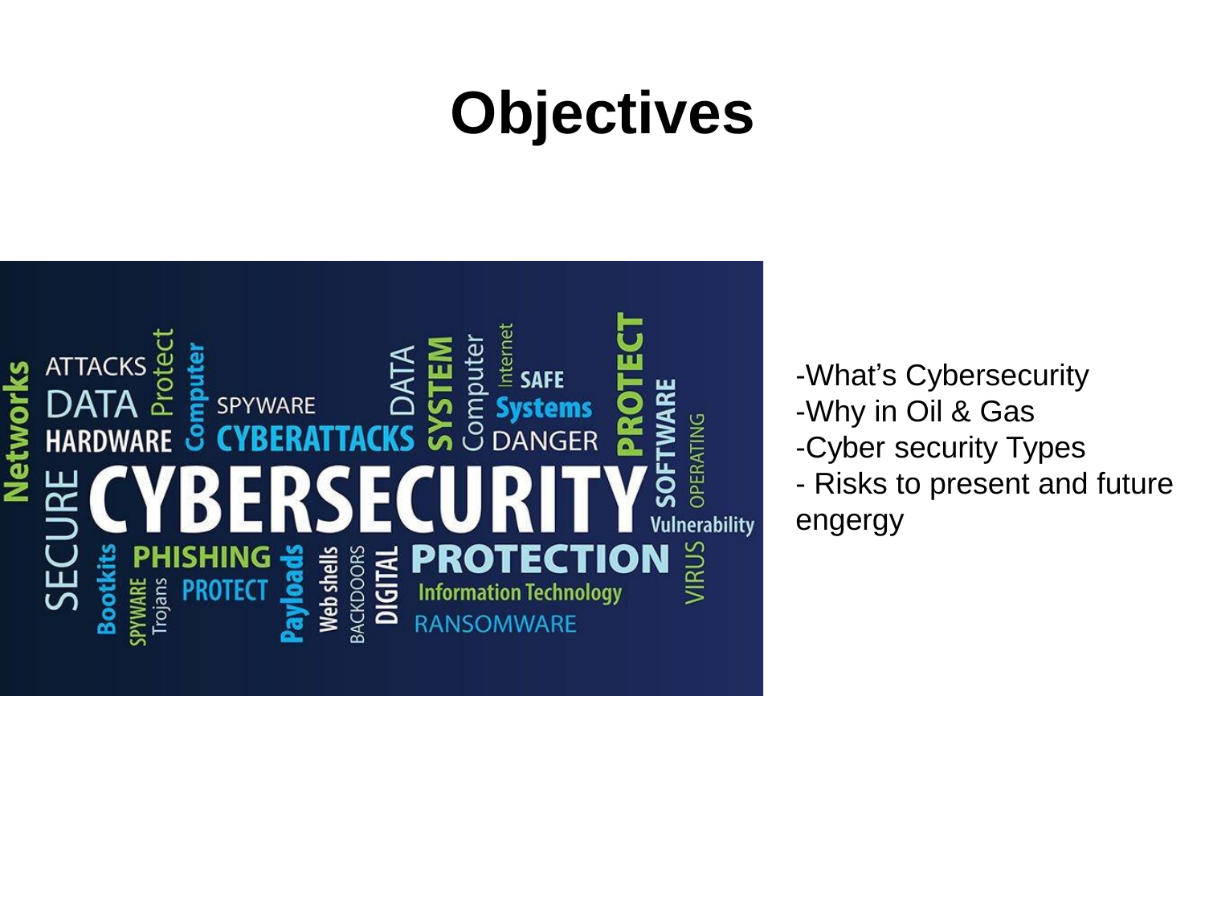# Objectives

-What's Cybersecurity
-Why in Oil & Gas
-Cyber security Types
- Risks to present and future engergy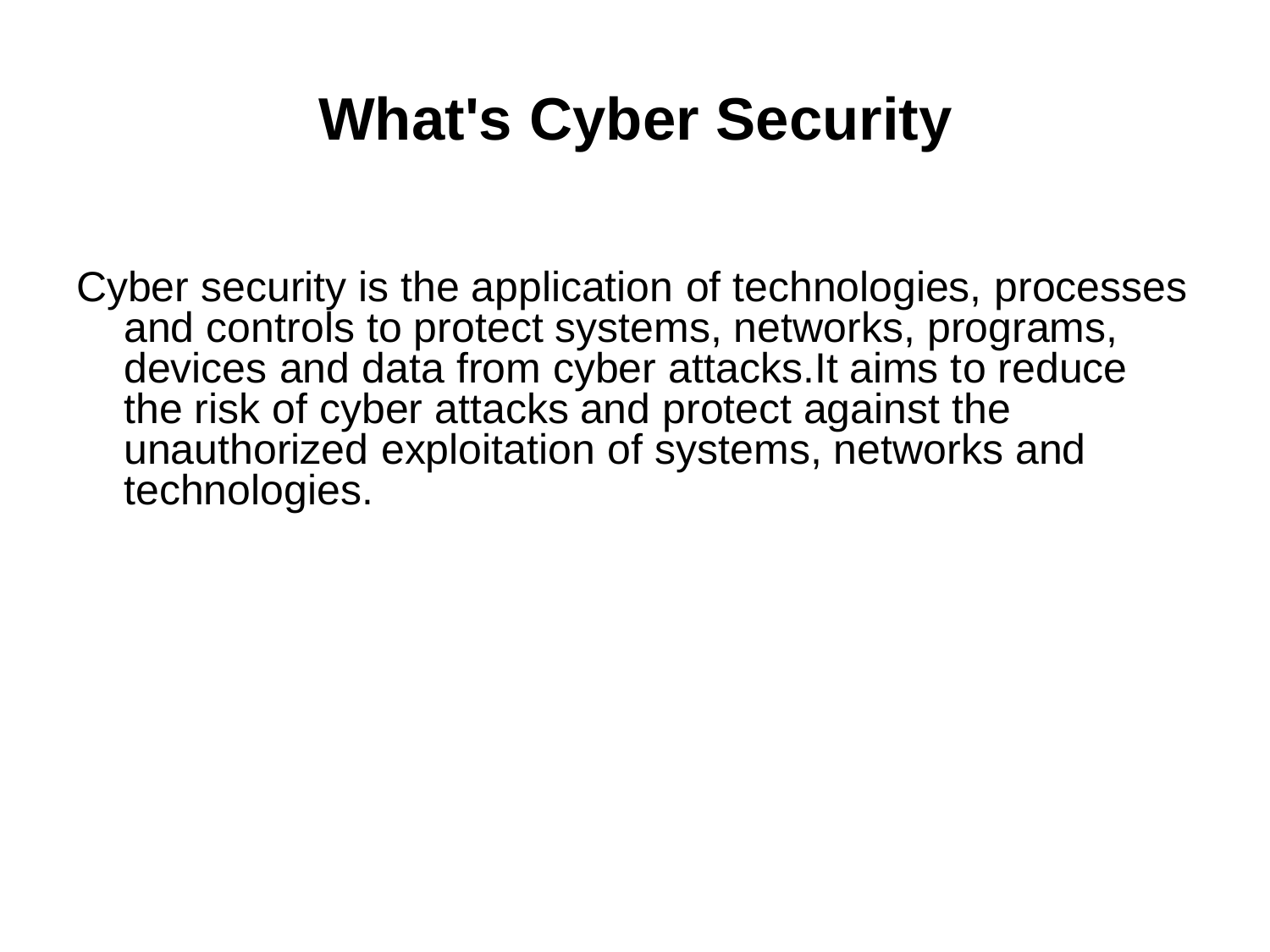# What's Cyber Security

Cyber security is the application of technologies, processes and controls to protect systems, networks, programs, devices and data from cyber attacks.It aims to reduce the risk of cyber attacks and protect against the unauthorized exploitation of systems, networks and technologies.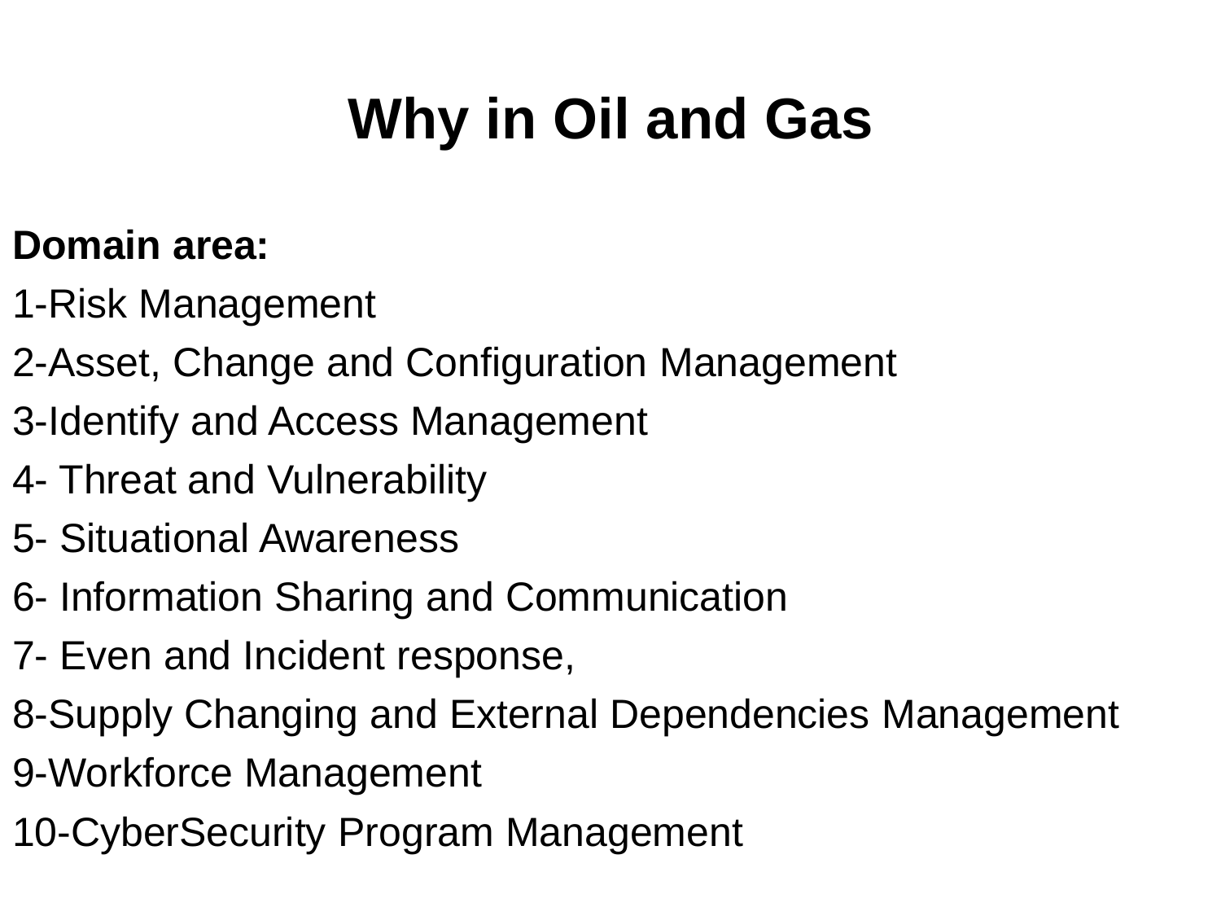# Why in Oil and Gas

**Domain area:**

1-Risk Management

2-Asset, Change and Configuration Management

3-Identify and Access Management

4- Threat and Vulnerability

5- Situational Awareness

6- Information Sharing and Communication

7- Even and Incident response,

8-Supply Changing and External Dependencies Management

9-Workforce Management

10-CyberSecurity Program Management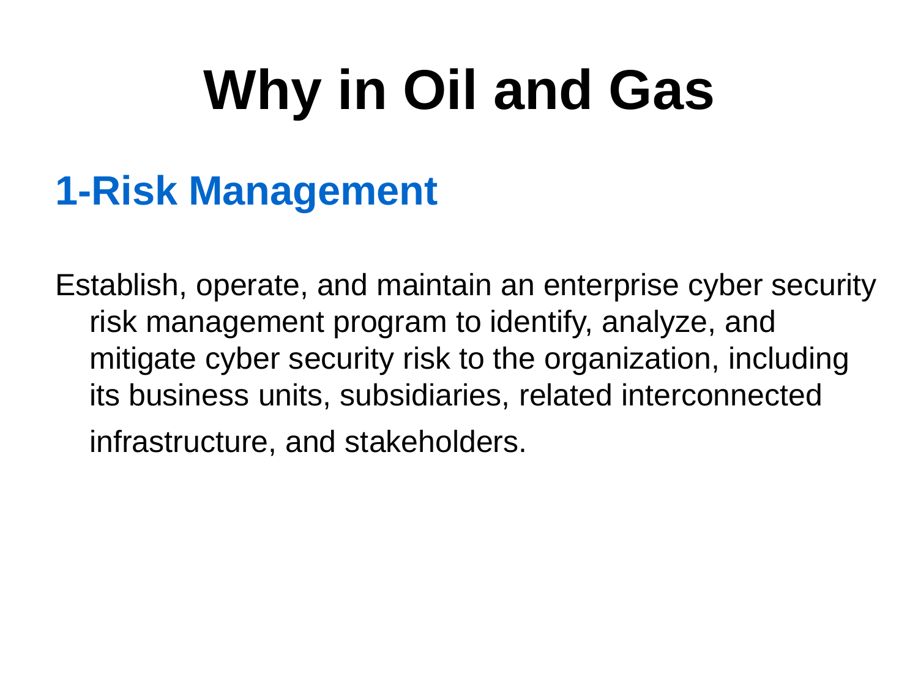# Why in Oil and Gas

## 1-Risk Management

Establish, operate, and maintain an enterprise cyber security risk management program to identify, analyze, and mitigate cyber security risk to the organization, including its business units, subsidiaries, related interconnected infrastructure, and stakeholders.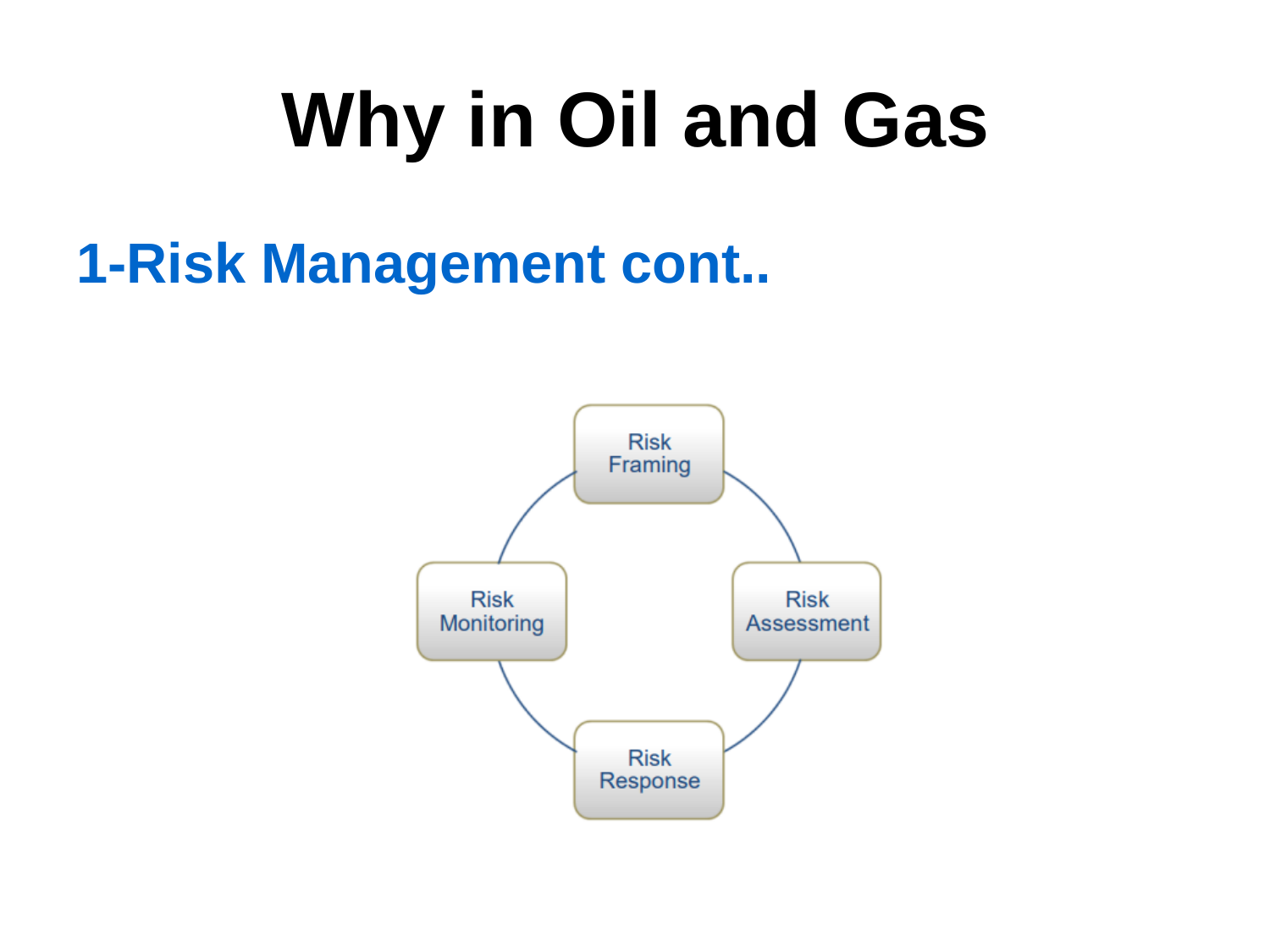# Why in Oil and Gas

## 1-Risk Management cont..

- Risk Framing
- Risk Assessment
- Risk Response
- Risk Monitoring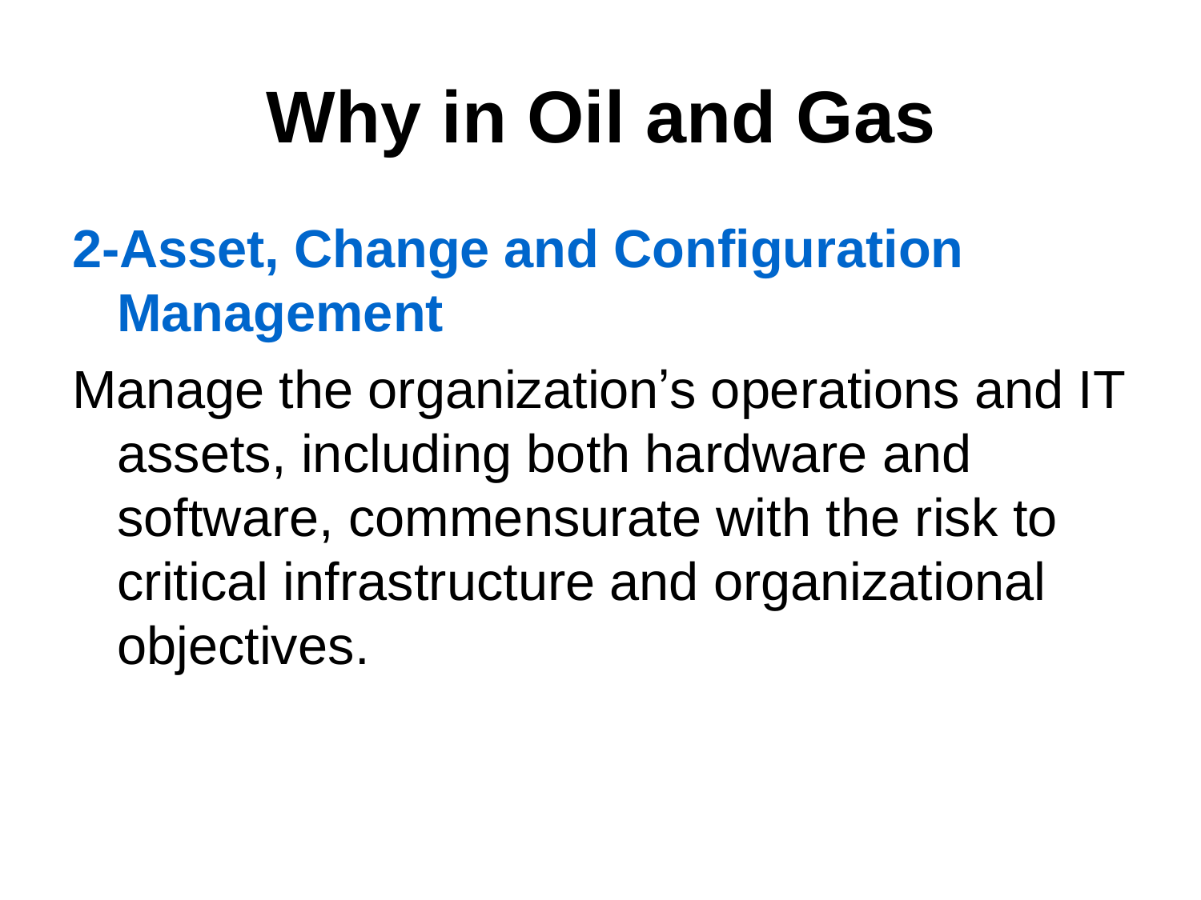# Why in Oil and Gas

## 2-Asset, Change and Configuration Management

Manage the organization's operations and IT assets, including both hardware and software, commensurate with the risk to critical infrastructure and organizational objectives.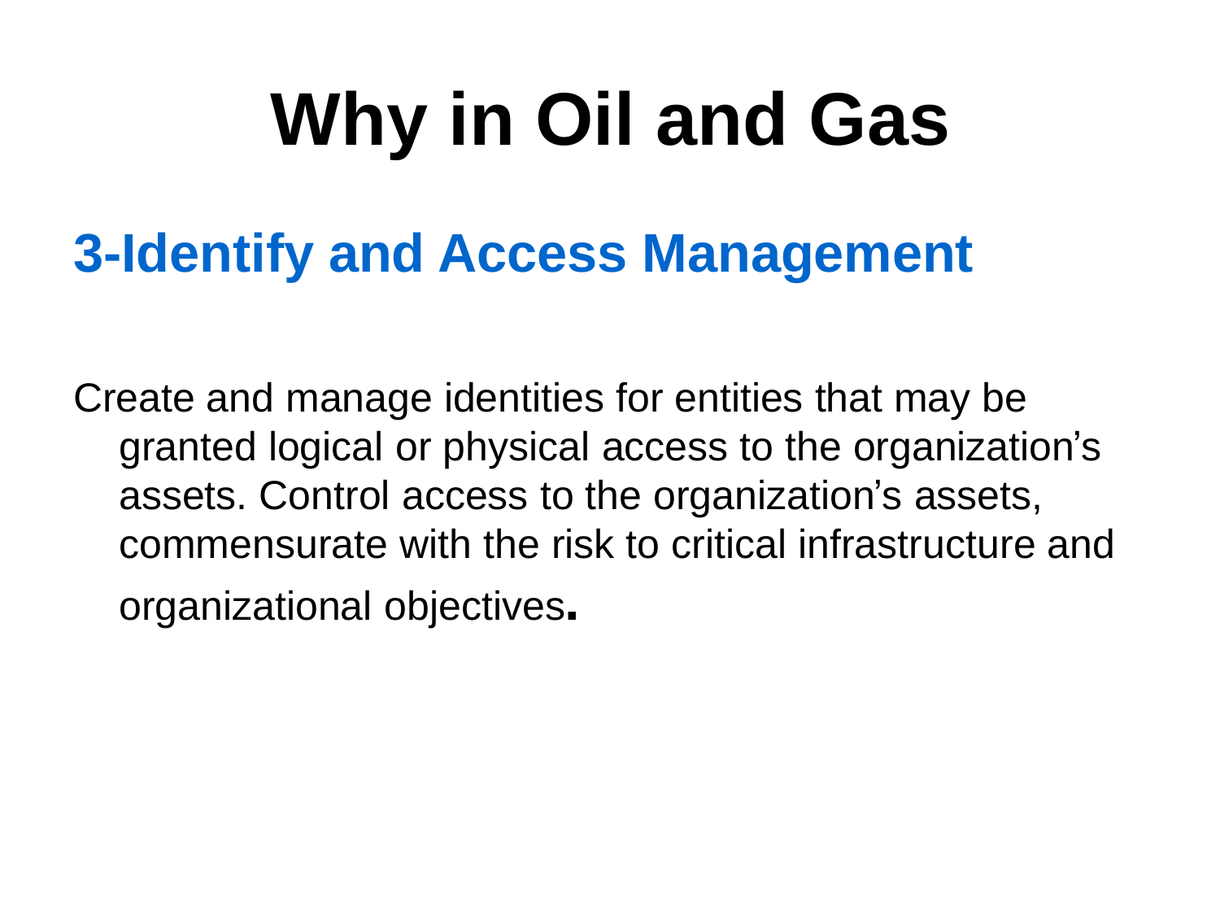# Why in Oil and Gas

## 3-Identify and Access Management

Create and manage identities for entities that may be granted logical or physical access to the organization's assets. Control access to the organization's assets, commensurate with the risk to critical infrastructure and organizational objectives.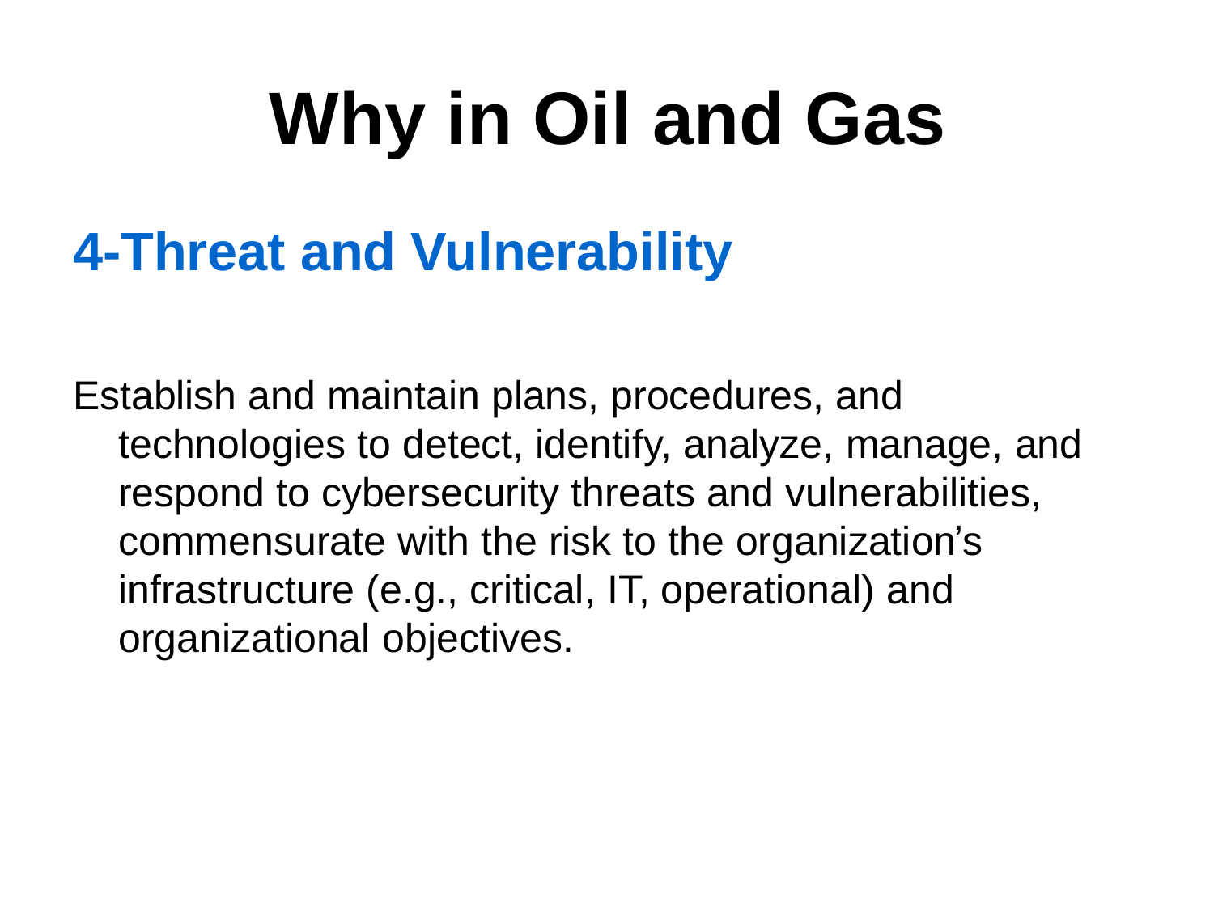# Why in Oil and Gas

## 4-Threat and Vulnerability

Establish and maintain plans, procedures, and technologies to detect, identify, analyze, manage, and respond to cybersecurity threats and vulnerabilities, commensurate with the risk to the organization's infrastructure (e.g., critical, IT, operational) and organizational objectives.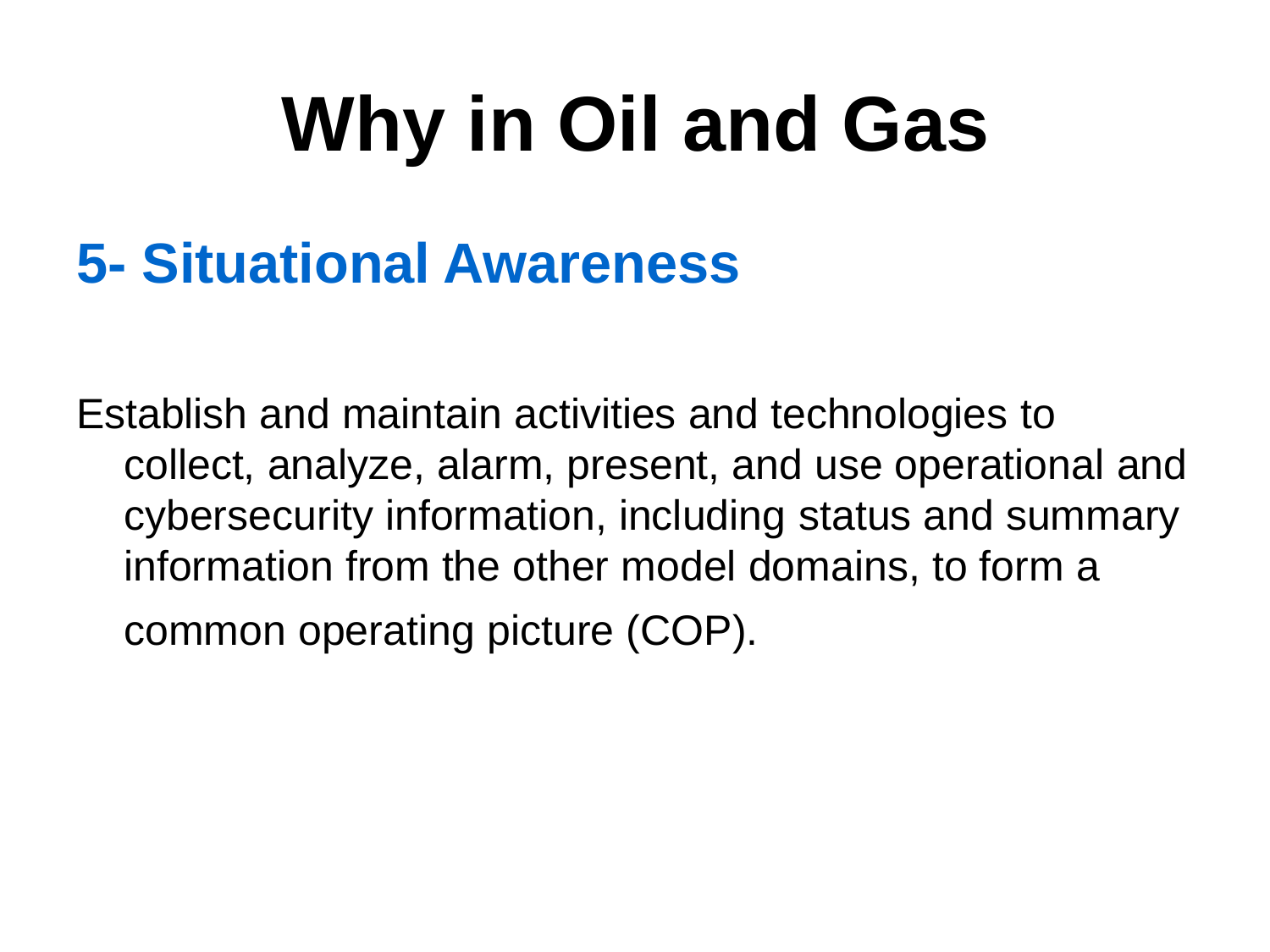# Why in Oil and Gas

## 5- Situational Awareness

Establish and maintain activities and technologies to collect, analyze, alarm, present, and use operational and cybersecurity information, including status and summary information from the other model domains, to form a common operating picture (COP).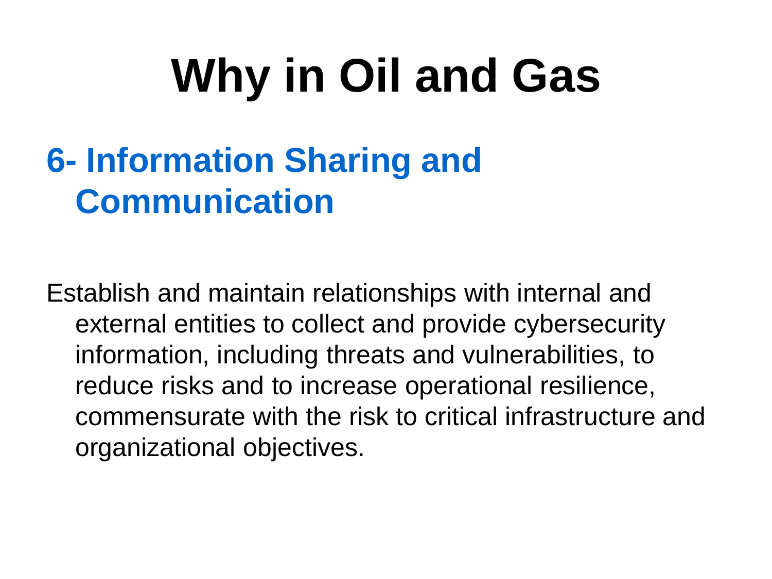# Why in Oil and Gas

## 6- Information Sharing and Communication

Establish and maintain relationships with internal and external entities to collect and provide cybersecurity information, including threats and vulnerabilities, to reduce risks and to increase operational resilience, commensurate with the risk to critical infrastructure and organizational objectives.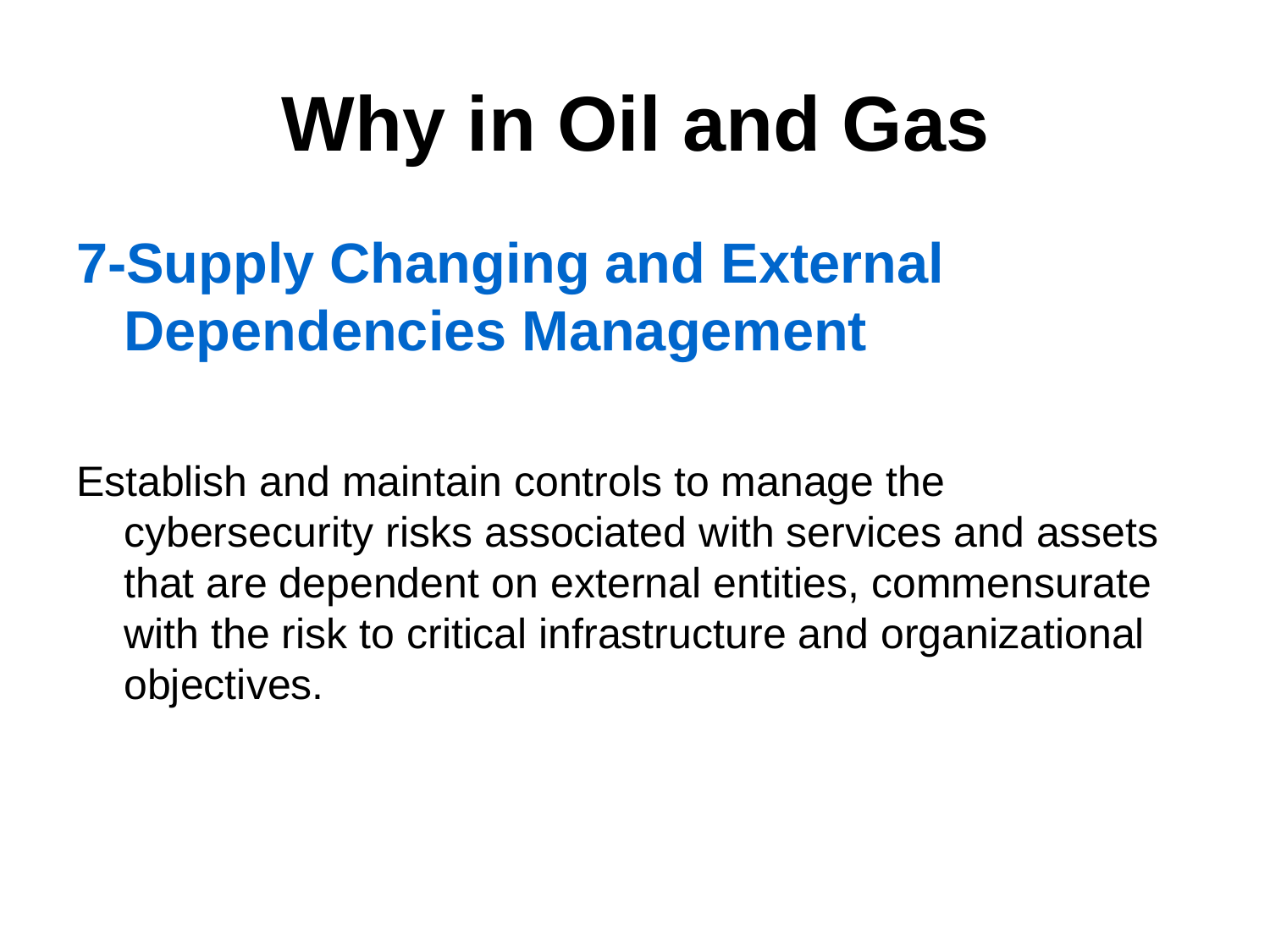# Why in Oil and Gas

## 7-Supply Changing and External Dependencies Management

Establish and maintain controls to manage the cybersecurity risks associated with services and assets that are dependent on external entities, commensurate with the risk to critical infrastructure and organizational objectives.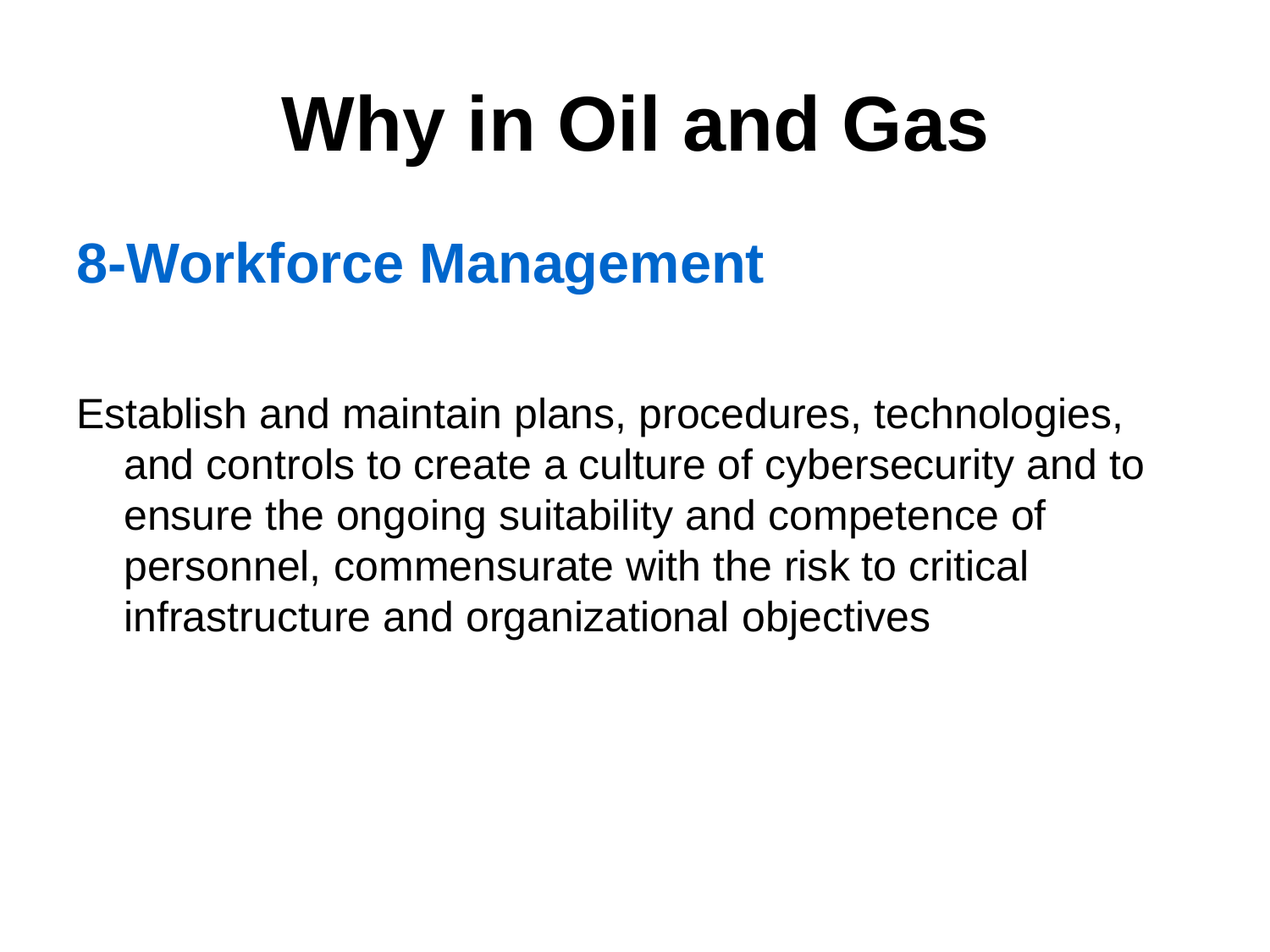# Why in Oil and Gas

## 8-Workforce Management

Establish and maintain plans, procedures, technologies, and controls to create a culture of cybersecurity and to ensure the ongoing suitability and competence of personnel, commensurate with the risk to critical infrastructure and organizational objectives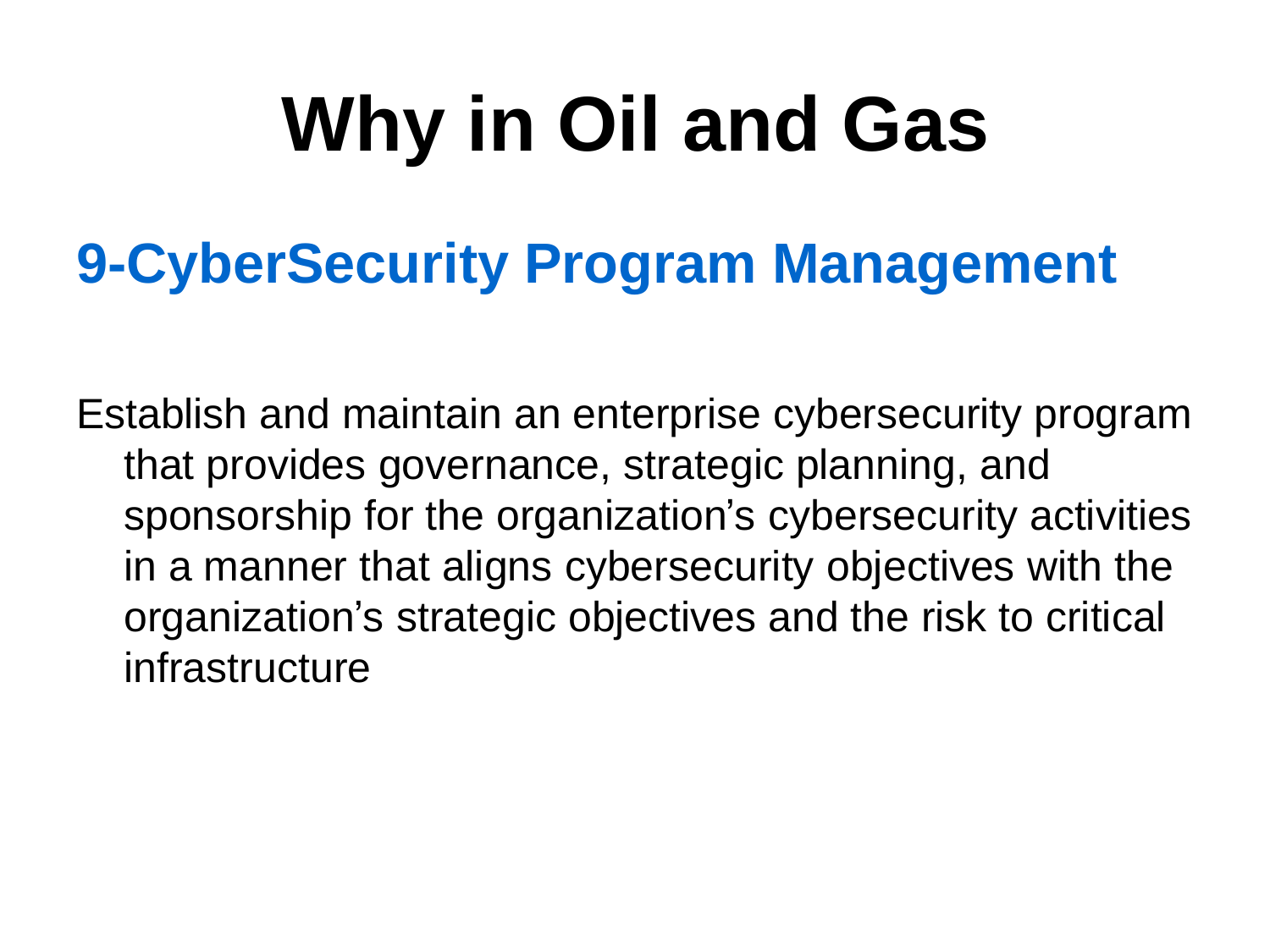# Why in Oil and Gas

## 9-CyberSecurity Program Management

Establish and maintain an enterprise cybersecurity program that provides governance, strategic planning, and sponsorship for the organization's cybersecurity activities in a manner that aligns cybersecurity objectives with the organization's strategic objectives and the risk to critical infrastructure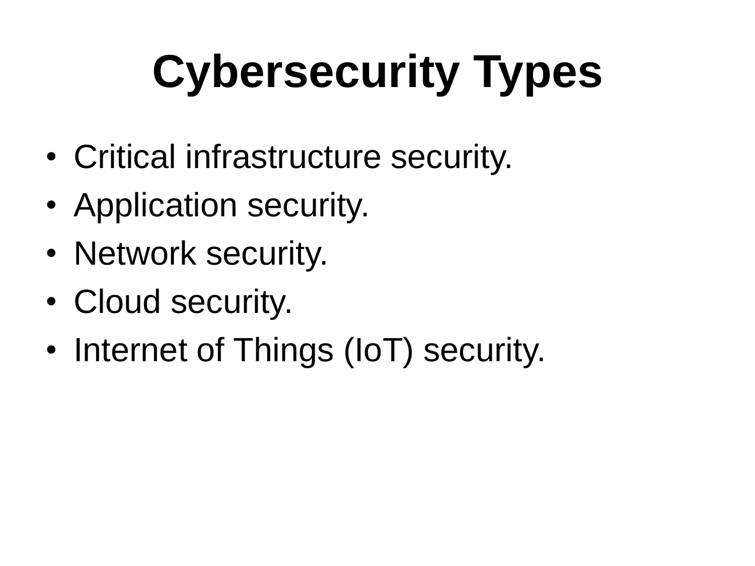# Cybersecurity Types

- Critical infrastructure security.
- Application security.
- Network security.
- Cloud security.
- Internet of Things (IoT) security.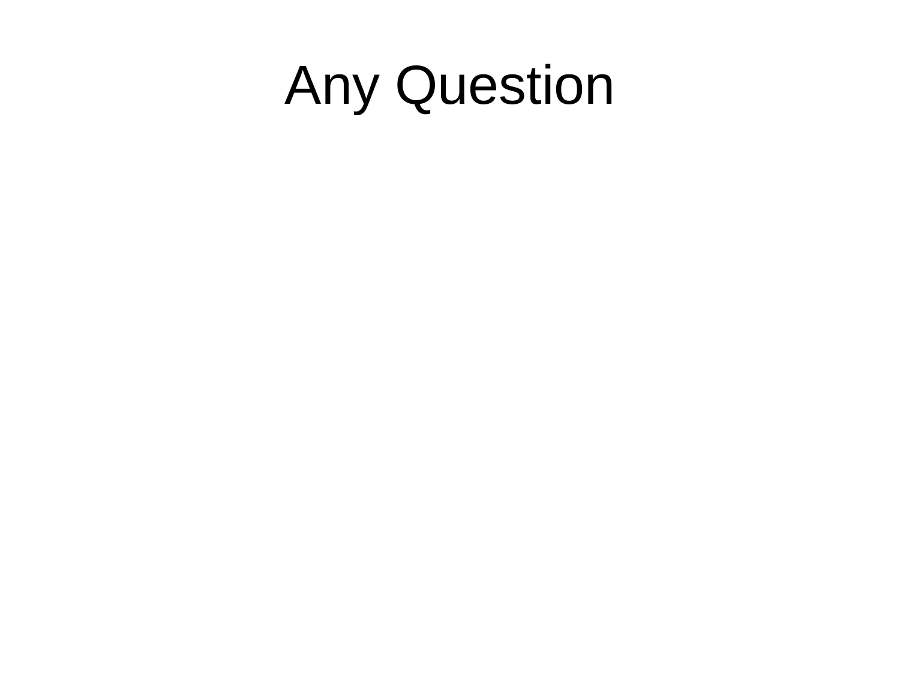# Any Question